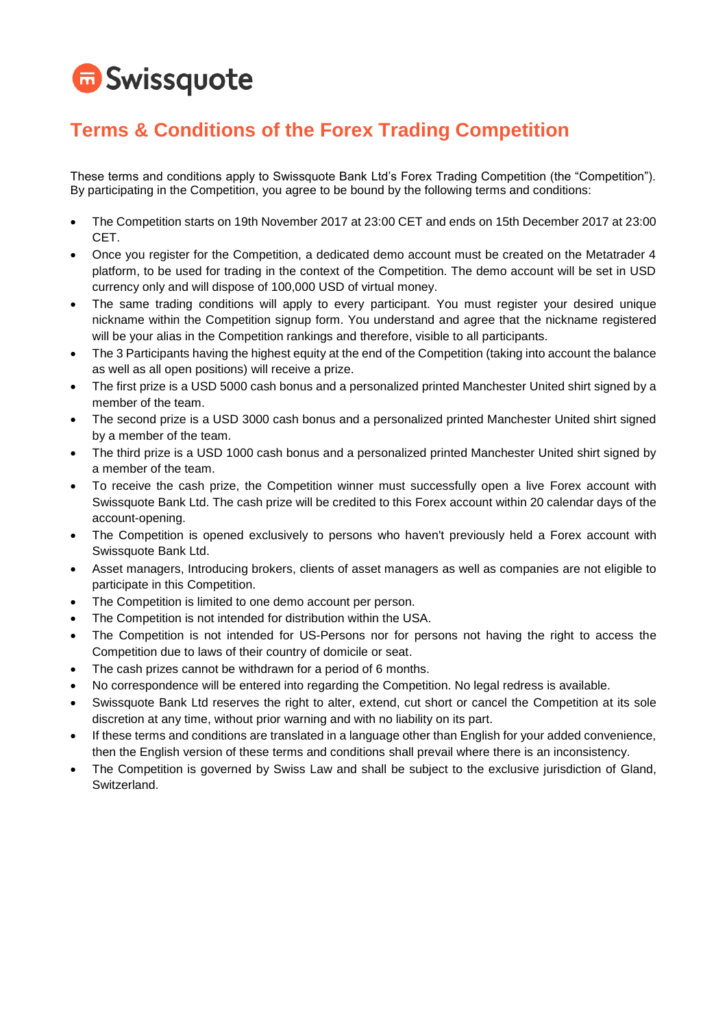Swissquote

# Terms & Conditions of the Forex Trading Competition

These terms and conditions apply to Swissquote Bank Ltd's Forex Trading Competition (the "Competition"). By participating in the Competition, you agree to be bound by the following terms and conditions:

- The Competition starts on 19th November 2017 at 23:00 CET and ends on 15th December 2017 at 23:00 CET.
- Once you register for the Competition, a dedicated demo account must be created on the Metatrader 4 platform, to be used for trading in the context of the Competition. The demo account will be set in USD currency only and will dispose of 100,000 USD of virtual money.
- The same trading conditions will apply to every participant. You must register your desired unique nickname within the Competition signup form. You understand and agree that the nickname registered will be your alias in the Competition rankings and therefore, visible to all participants.
- The 3 Participants having the highest equity at the end of the Competition (taking into account the balance as well as all open positions) will receive a prize.
- The first prize is a USD 5000 cash bonus and a personalized printed Manchester United shirt signed by a member of the team.
- The second prize is a USD 3000 cash bonus and a personalized printed Manchester United shirt signed by a member of the team.
- The third prize is a USD 1000 cash bonus and a personalized printed Manchester United shirt signed by a member of the team.
- To receive the cash prize, the Competition winner must successfully open a live Forex account with Swissquote Bank Ltd. The cash prize will be credited to this Forex account within 20 calendar days of the account-opening.
- The Competition is opened exclusively to persons who haven't previously held a Forex account with Swissquote Bank Ltd.
- Asset managers, Introducing brokers, clients of asset managers as well as companies are not eligible to participate in this Competition.
- The Competition is limited to one demo account per person.
- The Competition is not intended for distribution within the USA.
- The Competition is not intended for US-Persons nor for persons not having the right to access the Competition due to laws of their country of domicile or seat.
- The cash prizes cannot be withdrawn for a period of 6 months.
- No correspondence will be entered into regarding the Competition. No legal redress is available.
- Swissquote Bank Ltd reserves the right to alter, extend, cut short or cancel the Competition at its sole discretion at any time, without prior warning and with no liability on its part.
- If these terms and conditions are translated in a language other than English for your added convenience, then the English version of these terms and conditions shall prevail where there is an inconsistency.
- The Competition is governed by Swiss Law and shall be subject to the exclusive jurisdiction of Gland, Switzerland.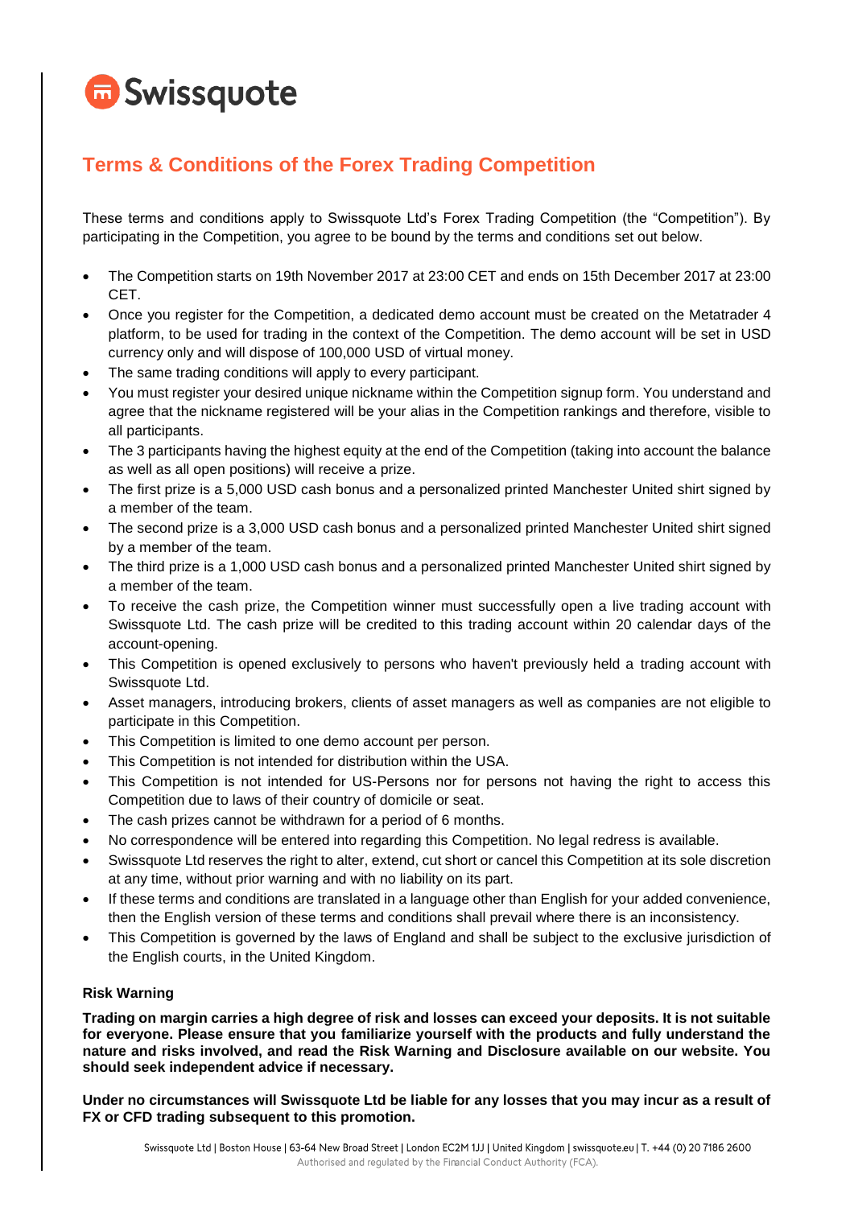# Swissquote

## Terms & Conditions of the Forex Trading Competition

These terms and conditions apply to Swissquote Ltd's Forex Trading Competition (the "Competition"). By participating in the Competition, you agree to be bound by the terms and conditions set out below.

- The Competition starts on 19th November 2017 at 23:00 CET and ends on 15th December 2017 at 23:00 CET.
- Once you register for the Competition, a dedicated demo account must be created on the Metatrader 4 platform, to be used for trading in the context of the Competition. The demo account will be set in USD currency only and will dispose of 100,000 USD of virtual money.
- The same trading conditions will apply to every participant.
- You must register your desired unique nickname within the Competition signup form. You understand and agree that the nickname registered will be your alias in the Competition rankings and therefore, visible to all participants.
- The 3 participants having the highest equity at the end of the Competition (taking into account the balance as well as all open positions) will receive a prize.
- The first prize is a 5,000 USD cash bonus and a personalized printed Manchester United shirt signed by a member of the team.
- The second prize is a 3,000 USD cash bonus and a personalized printed Manchester United shirt signed by a member of the team.
- The third prize is a 1,000 USD cash bonus and a personalized printed Manchester United shirt signed by a member of the team.
- To receive the cash prize, the Competition winner must successfully open a live trading account with Swissquote Ltd. The cash prize will be credited to this trading account within 20 calendar days of the account-opening.
- This Competition is opened exclusively to persons who haven't previously held a trading account with Swissquote Ltd.
- Asset managers, introducing brokers, clients of asset managers as well as companies are not eligible to participate in this Competition.
- This Competition is limited to one demo account per person.
- This Competition is not intended for distribution within the USA.
- This Competition is not intended for US-Persons nor for persons not having the right to access this Competition due to laws of their country of domicile or seat.
- The cash prizes cannot be withdrawn for a period of 6 months.
- No correspondence will be entered into regarding this Competition. No legal redress is available.
- Swissquote Ltd reserves the right to alter, extend, cut short or cancel this Competition at its sole discretion at any time, without prior warning and with no liability on its part.
- If these terms and conditions are translated in a language other than English for your added convenience, then the English version of these terms and conditions shall prevail where there is an inconsistency.
- This Competition is governed by the laws of England and shall be subject to the exclusive jurisdiction of the English courts, in the United Kingdom.

**Risk Warning**

**Trading on margin carries a high degree of risk and losses can exceed your deposits. It is not suitable for everyone. Please ensure that you familiarize yourself with the products and fully understand the nature and risks involved, and read the Risk Warning and Disclosure available on our website. You should seek independent advice if necessary.**

**Under no circumstances will Swissquote Ltd be liable for any losses that you may incur as a result of FX or CFD trading subsequent to this promotion.**

Swissquote Ltd | Boston House | 63-64 New Broad Street | London EC2M 1JJ | United Kingdom | swissquote.eu | T. +44 (0) 20 7186 2600
Authorised and regulated by the Financial Conduct Authority (FCA).